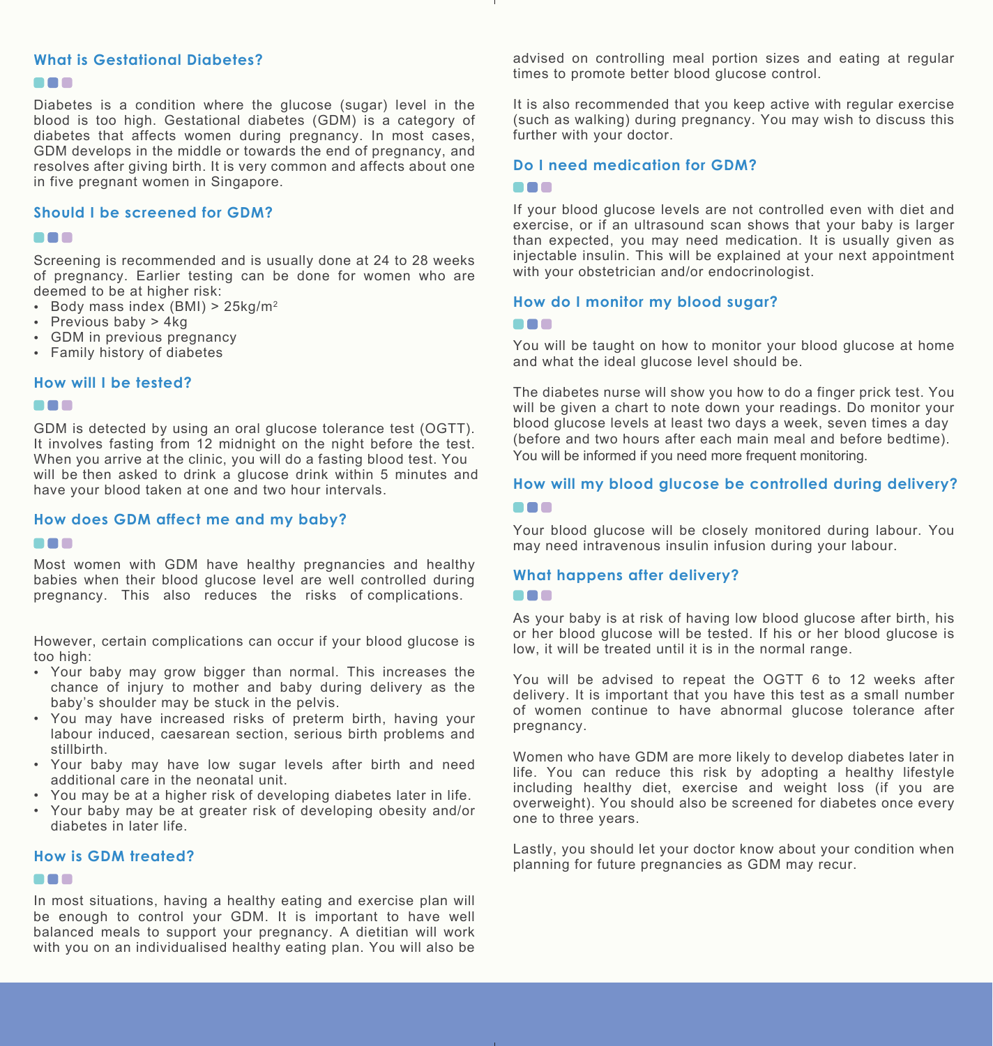## What is Gestational Diabetes?

Diabetes is a condition where the glucose (sugar) level in the blood is too high. Gestational diabetes (GDM) is a category of diabetes that affects women during pregnancy. In most cases, GDM develops in the middle or towards the end of pregnancy, and resolves after giving birth. It is very common and affects about one in five pregnant women in Singapore.

## Should I be screened for GDM?

Screening is recommended and is usually done at 24 to 28 weeks of pregnancy. Earlier testing can be done for women who are deemed to be at higher risk:

- Body mass index (BMI) > 25kg/m$^2$
- Previous baby > 4kg
- GDM in previous pregnancy
- Family history of diabetes

## How will I be tested?

GDM is detected by using an oral glucose tolerance test (OGTT). It involves fasting from 12 midnight on the night before the test. When you arrive at the clinic, you will do a fasting blood test. You will be then asked to drink a glucose drink within 5 minutes and have your blood taken at one and two hour intervals.

## How does GDM affect me and my baby?

Most women with GDM have healthy pregnancies and healthy babies when their blood glucose level are well controlled during pregnancy. This also reduces the risks of complications.

However, certain complications can occur if your blood glucose is too high:

- Your baby may grow bigger than normal. This increases the chance of injury to mother and baby during delivery as the baby's shoulder may be stuck in the pelvis.
- You may have increased risks of preterm birth, having your labour induced, caesarean section, serious birth problems and stillbirth.
- Your baby may have low sugar levels after birth and need additional care in the neonatal unit.
- You may be at a higher risk of developing diabetes later in life.
- Your baby may be at greater risk of developing obesity and/or diabetes in later life.

## How is GDM treated?

In most situations, having a healthy eating and exercise plan will be enough to control your GDM. It is important to have well balanced meals to support your pregnancy. A dietitian will work with you on an individualised healthy eating plan. You will also be advised on controlling meal portion sizes and eating at regular times to promote better blood glucose control.

It is also recommended that you keep active with regular exercise (such as walking) during pregnancy. You may wish to discuss this further with your doctor.

## Do I need medication for GDM?

If your blood glucose levels are not controlled even with diet and exercise, or if an ultrasound scan shows that your baby is larger than expected, you may need medication. It is usually given as injectable insulin. This will be explained at your next appointment with your obstetrician and/or endocrinologist.

## How do I monitor my blood sugar?

You will be taught on how to monitor your blood glucose at home and what the ideal glucose level should be.

The diabetes nurse will show you how to do a finger prick test. You will be given a chart to note down your readings. Do monitor your blood glucose levels at least two days a week, seven times a day (before and two hours after each main meal and before bedtime). You will be informed if you need more frequent monitoring.

## How will my blood glucose be controlled during delivery?

Your blood glucose will be closely monitored during labour. You may need intravenous insulin infusion during your labour.

## What happens after delivery?

As your baby is at risk of having low blood glucose after birth, his or her blood glucose will be tested. If his or her blood glucose is low, it will be treated until it is in the normal range.

You will be advised to repeat the OGTT 6 to 12 weeks after delivery. It is important that you have this test as a small number of women continue to have abnormal glucose tolerance after pregnancy.

Women who have GDM are more likely to develop diabetes later in life. You can reduce this risk by adopting a healthy lifestyle including healthy diet, exercise and weight loss (if you are overweight). You should also be screened for diabetes once every one to three years.

Lastly, you should let your doctor know about your condition when planning for future pregnancies as GDM may recur.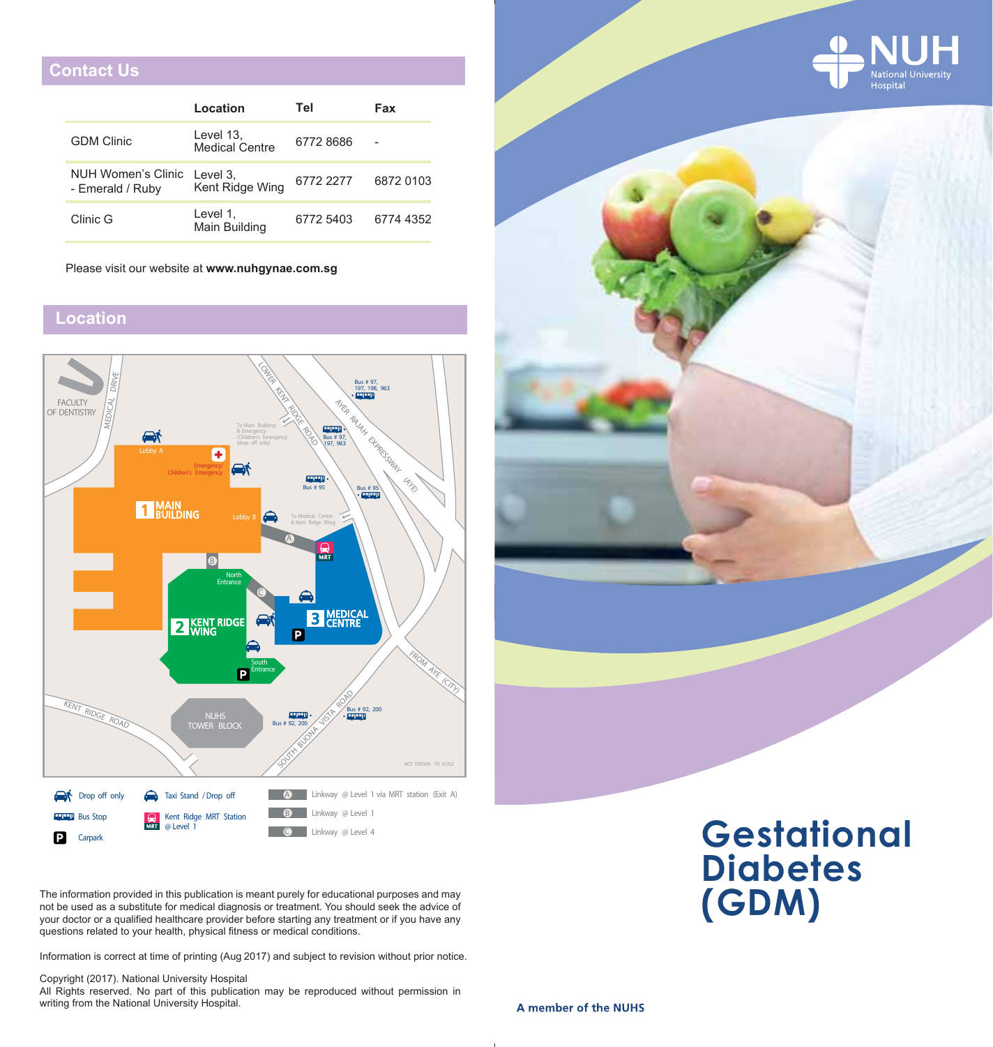## Contact Us

| | Location | Tel | Fax |
|---|---|---|---|
| GDM Clinic | Level 13, Medical Centre | 6772 8686 | - |
| NUH Women's Clinic - Emerald / Ruby | Level 3, Kent Ridge Wing | 6772 2277 | 6872 0103 |
| Clinic G | Level 1, Main Building | 6772 5403 | 6774 4352 |

Please visit our website at **www.nuhgynae.com.sg**

## Location

FACULTY OF DENTISTRY
MEDICAL DRIVE
LOWER KENT RIDGE ROAD
AYER RAJAH EXPRESSWAY (AYE)
Lobby A
Emergency/ Children's Emergency
To Main Building & Emergency /Children's Emergency (drop off only)
Bus # 97, 197, 198, 963
Bus # 97, 197, 963
Bus # 95
Bus # 95
1 MAIN BUILDING
Lobby B
To Medical Centre & Kent Ridge Wing
A
MRT
B
North Entrance
C
2 KENT RIDGE WING
3 MEDICAL CENTRE
P
South Entrance
P
FROM AYE (CITY)
KENT RIDGE ROAD
NUHS TOWER BLOCK
Bus # 92, 200
Bus # 92, 200
SOUTH BUONA VISTA ROAD
NOT DRAWN TO SCALE

Drop off only
Bus Stop
Carpark
Taxi Stand / Drop off
Kent Ridge MRT Station @ Level 1
A Linkway @ Level 1 via MRT station (Exit A)
B Linkway @ Level 1
C Linkway @ Level 4

The information provided in this publication is meant purely for educational purposes and may not be used as a substitute for medical diagnosis or treatment. You should seek the advice of your doctor or a qualified healthcare provider before starting any treatment or if you have any questions related to your health, physical fitness or medical conditions.

Information is correct at time of printing (Aug 2017) and subject to revision without prior notice.

Copyright (2017). National University Hospital
All Rights reserved. No part of this publication may be reproduced without permission in writing from the National University Hospital.

NUH National University Hospital

# Gestational Diabetes (GDM)

**A member of the NUHS**